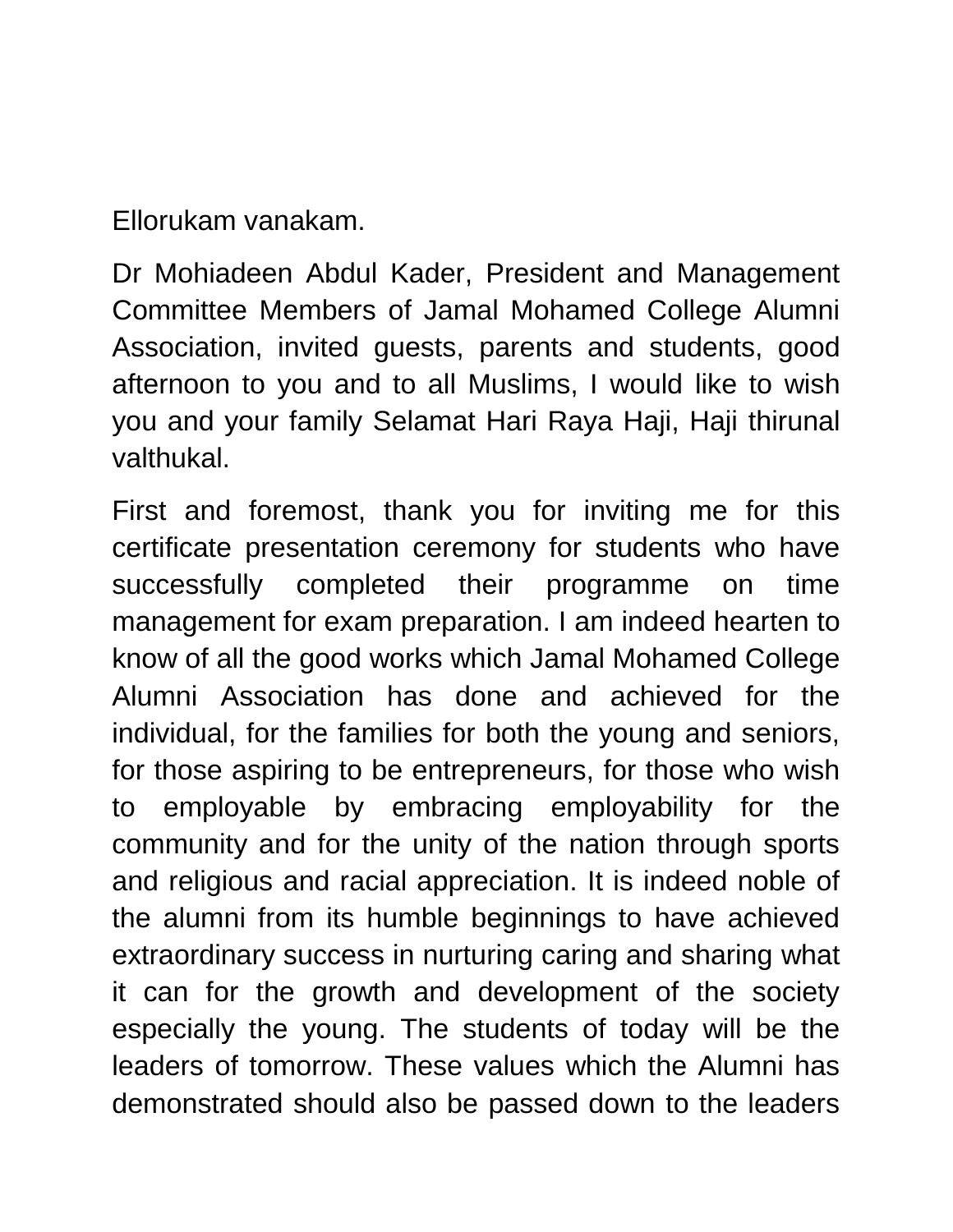Ellorukam vanakam.

Dr Mohiadeen Abdul Kader, President and Management Committee Members of Jamal Mohamed College Alumni Association, invited guests, parents and students, good afternoon to you and to all Muslims, I would like to wish you and your family Selamat Hari Raya Haji, Haji thirunal valthukal.

First and foremost, thank you for inviting me for this certificate presentation ceremony for students who have successfully completed their programme on time management for exam preparation. I am indeed hearten to know of all the good works which Jamal Mohamed College Alumni Association has done and achieved for the individual, for the families for both the young and seniors, for those aspiring to be entrepreneurs, for those who wish to employable by embracing employability for the community and for the unity of the nation through sports and religious and racial appreciation. It is indeed noble of the alumni from its humble beginnings to have achieved extraordinary success in nurturing caring and sharing what it can for the growth and development of the society especially the young. The students of today will be the leaders of tomorrow. These values which the Alumni has demonstrated should also be passed down to the leaders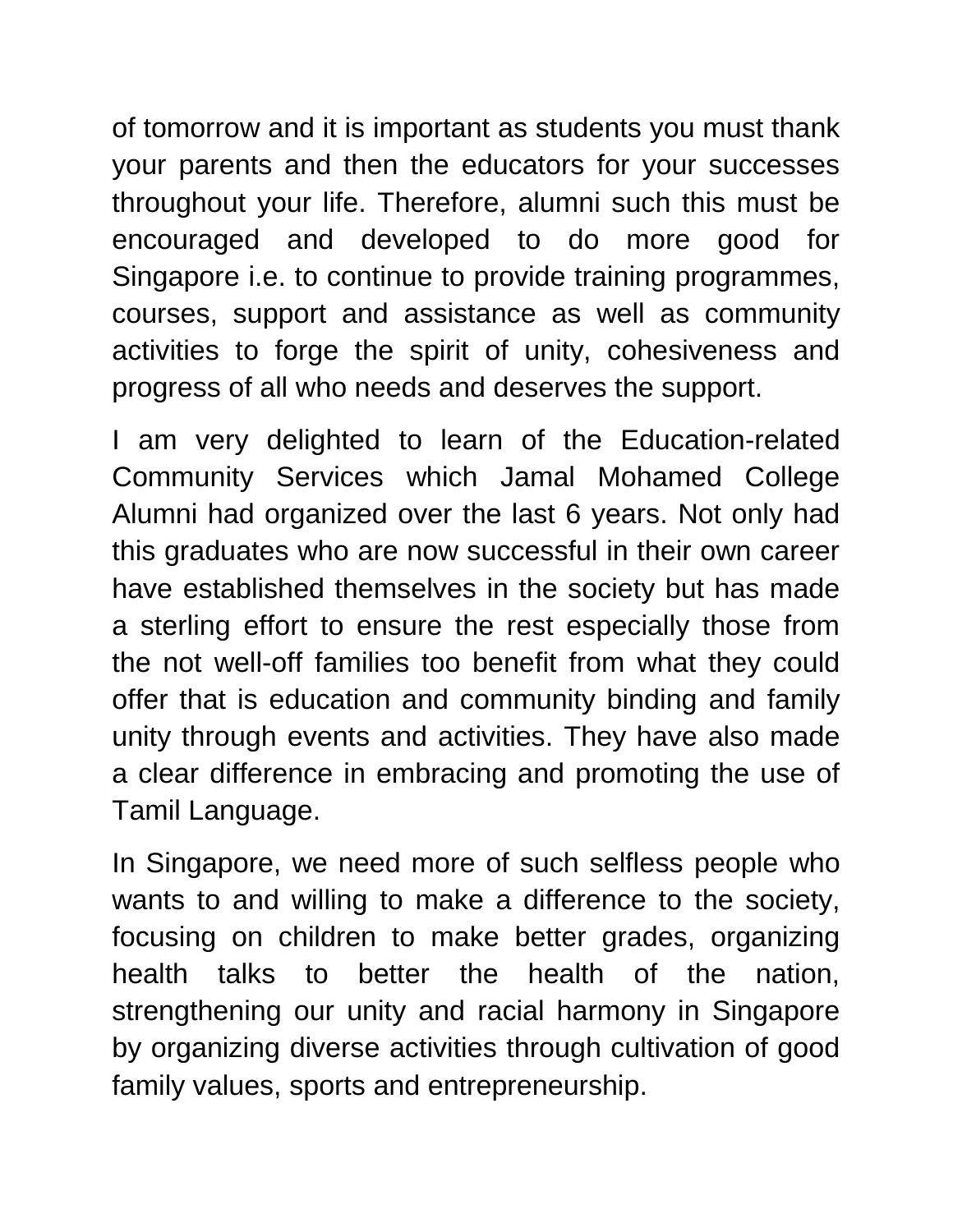of tomorrow and it is important as students you must thank your parents and then the educators for your successes throughout your life. Therefore, alumni such this must be encouraged and developed to do more good for Singapore i.e. to continue to provide training programmes, courses, support and assistance as well as community activities to forge the spirit of unity, cohesiveness and progress of all who needs and deserves the support.

I am very delighted to learn of the Education-related Community Services which Jamal Mohamed College Alumni had organized over the last 6 years. Not only had this graduates who are now successful in their own career have established themselves in the society but has made a sterling effort to ensure the rest especially those from the not well-off families too benefit from what they could offer that is education and community binding and family unity through events and activities. They have also made a clear difference in embracing and promoting the use of Tamil Language.

In Singapore, we need more of such selfless people who wants to and willing to make a difference to the society, focusing on children to make better grades, organizing health talks to better the health of the nation, strengthening our unity and racial harmony in Singapore by organizing diverse activities through cultivation of good family values, sports and entrepreneurship.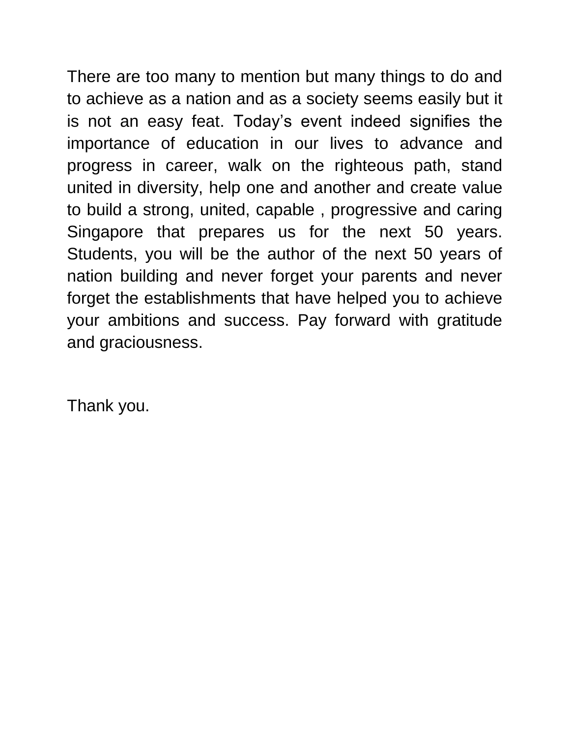There are too many to mention but many things to do and to achieve as a nation and as a society seems easily but it is not an easy feat. Today's event indeed signifies the importance of education in our lives to advance and progress in career, walk on the righteous path, stand united in diversity, help one and another and create value to build a strong, united, capable , progressive and caring Singapore that prepares us for the next 50 years. Students, you will be the author of the next 50 years of nation building and never forget your parents and never forget the establishments that have helped you to achieve your ambitions and success. Pay forward with gratitude and graciousness.

Thank you.